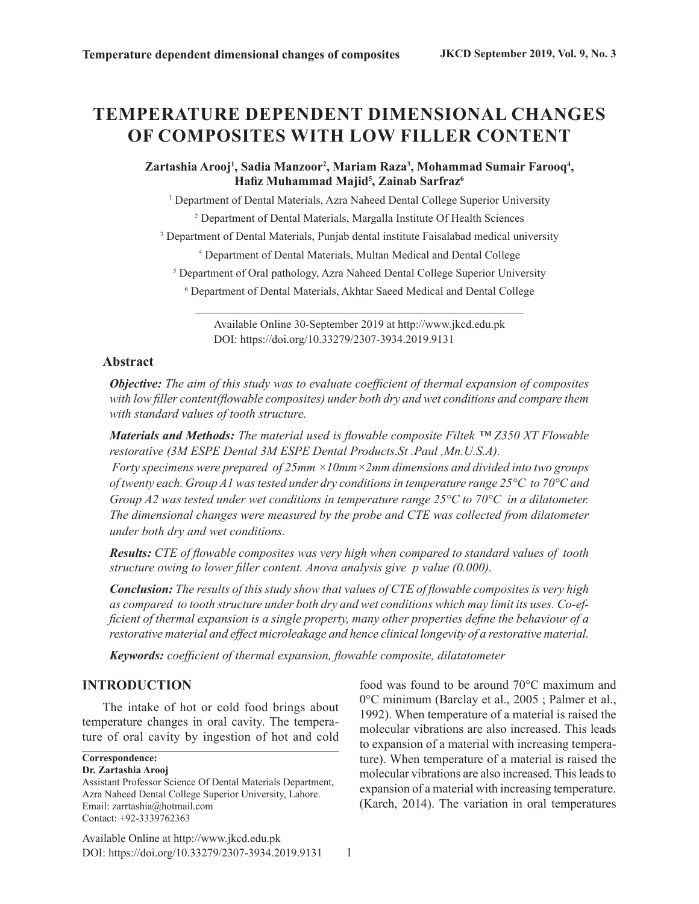# TEMPERATURE DEPENDENT DIMENSIONAL CHANGES OF COMPOSITES WITH LOW FILLER CONTENT

**Zartashia Arooj[1], Sadia Manzoor[2], Mariam Raza[3], Mohammad Sumair Farooq[4], Hafiz Muhammad Majid[5], Zainab Sarfraz[6]**

[1] Department of Dental Materials, Azra Naheed Dental College Superior University

[2] Department of Dental Materials, Margalla Institute Of Health Sciences

[3] Department of Dental Materials, Punjab dental institute Faisalabad medical university

[4] Department of Dental Materials, Multan Medical and Dental College

[5] Department of Oral pathology, Azra Naheed Dental College Superior University

[6] Department of Dental Materials, Akhtar Saeed Medical and Dental College

Available Online 30-September 2019 at http://www.jkcd.edu.pk
DOI: https://doi.org/10.33279/2307-3934.2019.9131

## Abstract

***Objective:*** *The aim of this study was to evaluate coefficient of thermal expansion of composites with low filler content(flowable composites) under both dry and wet conditions and compare them with standard values of tooth structure.*

***Materials and Methods:*** *The material used is flowable composite Filtek ™ Z350 XT Flowable restorative (3M ESPE Dental 3M ESPE Dental Products.St .Paul ,Mn.U.S.A).*
*Forty specimens were prepared of 25mm ×10mm×2mm dimensions and divided into two groups of twenty each. Group A1 was tested under dry conditions in temperature range 25°C to 70°C and Group A2 was tested under wet conditions in temperature range 25°C to 70°C in a dilatometer. The dimensional changes were measured by the probe and CTE was collected from dilatometer under both dry and wet conditions.*

***Results:*** *CTE of flowable composites was very high when compared to standard values of tooth structure owing to lower filler content. Anova analysis give p value (0.000).*

***Conclusion:*** *The results of this study show that values of CTE of flowable composites is very high as compared to tooth structure under both dry and wet conditions which may limit its uses. Co-efficient of thermal expansion is a single property, many other properties define the behaviour of a restorative material and effect microleakage and hence clinical longevity of a restorative material.*

***Keywords:*** *coefficient of thermal expansion, flowable composite, dilatatometer*

## INTRODUCTION

The intake of hot or cold food brings about temperature changes in oral cavity. The temperature of oral cavity by ingestion of hot and cold food was found to be around 70°C maximum and 0°C minimum (Barclay et al., 2005 ; Palmer et al., 1992). When temperature of a material is raised the molecular vibrations are also increased. This leads to expansion of a material with increasing temperature). When temperature of a material is raised the molecular vibrations are also increased. This leads to expansion of a material with increasing temperature. (Karch, 2014). The variation in oral temperatures

**Correspondence:**
**Dr. Zartashia Arooj**
Assistant Professor Science Of Dental Materials Department, Azra Naheed Dental College Superior University, Lahore.
Email: zarrtashia@hotmail.com
Contact: +92-3339762363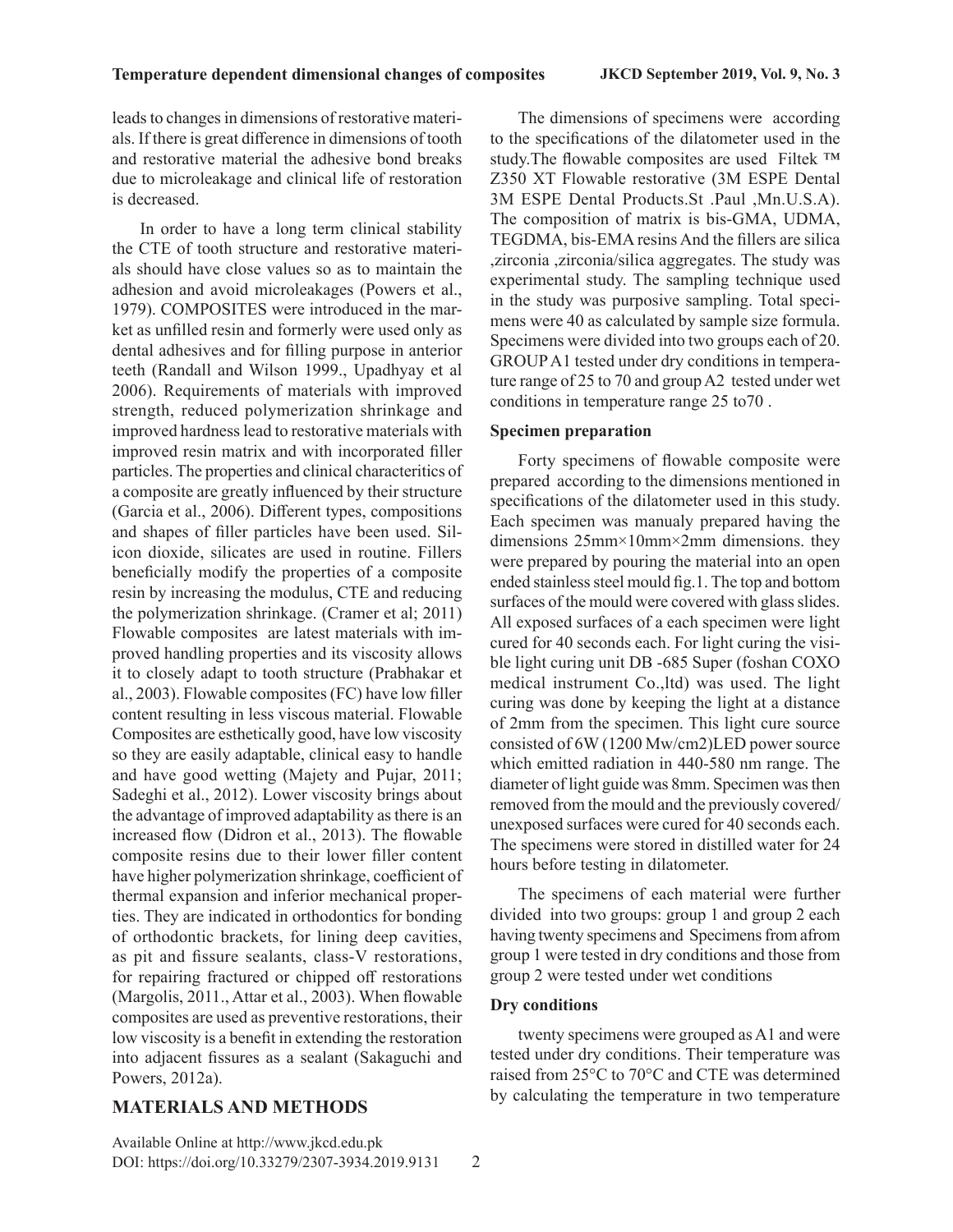leads to changes in dimensions of restorative materials. If there is great difference in dimensions of tooth and restorative material the adhesive bond breaks due to microleakage and clinical life of restoration is decreased.

In order to have a long term clinical stability the CTE of tooth structure and restorative materials should have close values so as to maintain the adhesion and avoid microleakages (Powers et al., 1979). COMPOSITES were introduced in the market as unfilled resin and formerly were used only as dental adhesives and for filling purpose in anterior teeth (Randall and Wilson 1999., Upadhyay et al 2006). Requirements of materials with improved strength, reduced polymerization shrinkage and improved hardness lead to restorative materials with improved resin matrix and with incorporated filler particles. The properties and clinical characteritics of a composite are greatly influenced by their structure (Garcia et al., 2006). Different types, compositions and shapes of filler particles have been used. Silicon dioxide, silicates are used in routine. Fillers beneficially modify the properties of a composite resin by increasing the modulus, CTE and reducing the polymerization shrinkage. (Cramer et al; 2011) Flowable composites are latest materials with improved handling properties and its viscosity allows it to closely adapt to tooth structure (Prabhakar et al., 2003). Flowable composites (FC) have low filler content resulting in less viscous material. Flowable Composites are esthetically good, have low viscosity so they are easily adaptable, clinical easy to handle and have good wetting (Majety and Pujar, 2011; Sadeghi et al., 2012). Lower viscosity brings about the advantage of improved adaptability as there is an increased flow (Didron et al., 2013). The flowable composite resins due to their lower filler content have higher polymerization shrinkage, coefficient of thermal expansion and inferior mechanical properties. They are indicated in orthodontics for bonding of orthodontic brackets, for lining deep cavities, as pit and fissure sealants, class-V restorations, for repairing fractured or chipped off restorations (Margolis, 2011., Attar et al., 2003). When flowable composites are used as preventive restorations, their low viscosity is a benefit in extending the restoration into adjacent fissures as a sealant (Sakaguchi and Powers, 2012a).

## MATERIALS AND METHODS

The dimensions of specimens were according to the specifications of the dilatometer used in the study.The flowable composites are used Filtek ™ Z350 XT Flowable restorative (3M ESPE Dental 3M ESPE Dental Products.St .Paul ,Mn.U.S.A). The composition of matrix is bis-GMA, UDMA, TEGDMA, bis-EMA resins And the fillers are silica ,zirconia ,zirconia/silica aggregates. The study was experimental study. The sampling technique used in the study was purposive sampling. Total specimens were 40 as calculated by sample size formula. Specimens were divided into two groups each of 20. GROUP A1 tested under dry conditions in temperature range of 25 to 70 and group A2 tested under wet conditions in temperature range 25 to70 .

### Specimen preparation

Forty specimens of flowable composite were prepared according to the dimensions mentioned in specifications of the dilatometer used in this study. Each specimen was manualy prepared having the dimensions 25mm×10mm×2mm dimensions. they were prepared by pouring the material into an open ended stainless steel mould fig.1. The top and bottom surfaces of the mould were covered with glass slides. All exposed surfaces of a each specimen were light cured for 40 seconds each. For light curing the visible light curing unit DB -685 Super (foshan COXO medical instrument Co.,ltd) was used. The light curing was done by keeping the light at a distance of 2mm from the specimen. This light cure source consisted of 6W (1200 Mw/cm2)LED power source which emitted radiation in 440-580 nm range. The diameter of light guide was 8mm. Specimen was then removed from the mould and the previously covered/ unexposed surfaces were cured for 40 seconds each. The specimens were stored in distilled water for 24 hours before testing in dilatometer.

The specimens of each material were further divided into two groups: group 1 and group 2 each having twenty specimens and Specimens from afrom group 1 were tested in dry conditions and those from group 2 were tested under wet conditions

### Dry conditions

twenty specimens were grouped as A1 and were tested under dry conditions. Their temperature was raised from 25°C to 70°C and CTE was determined by calculating the temperature in two temperature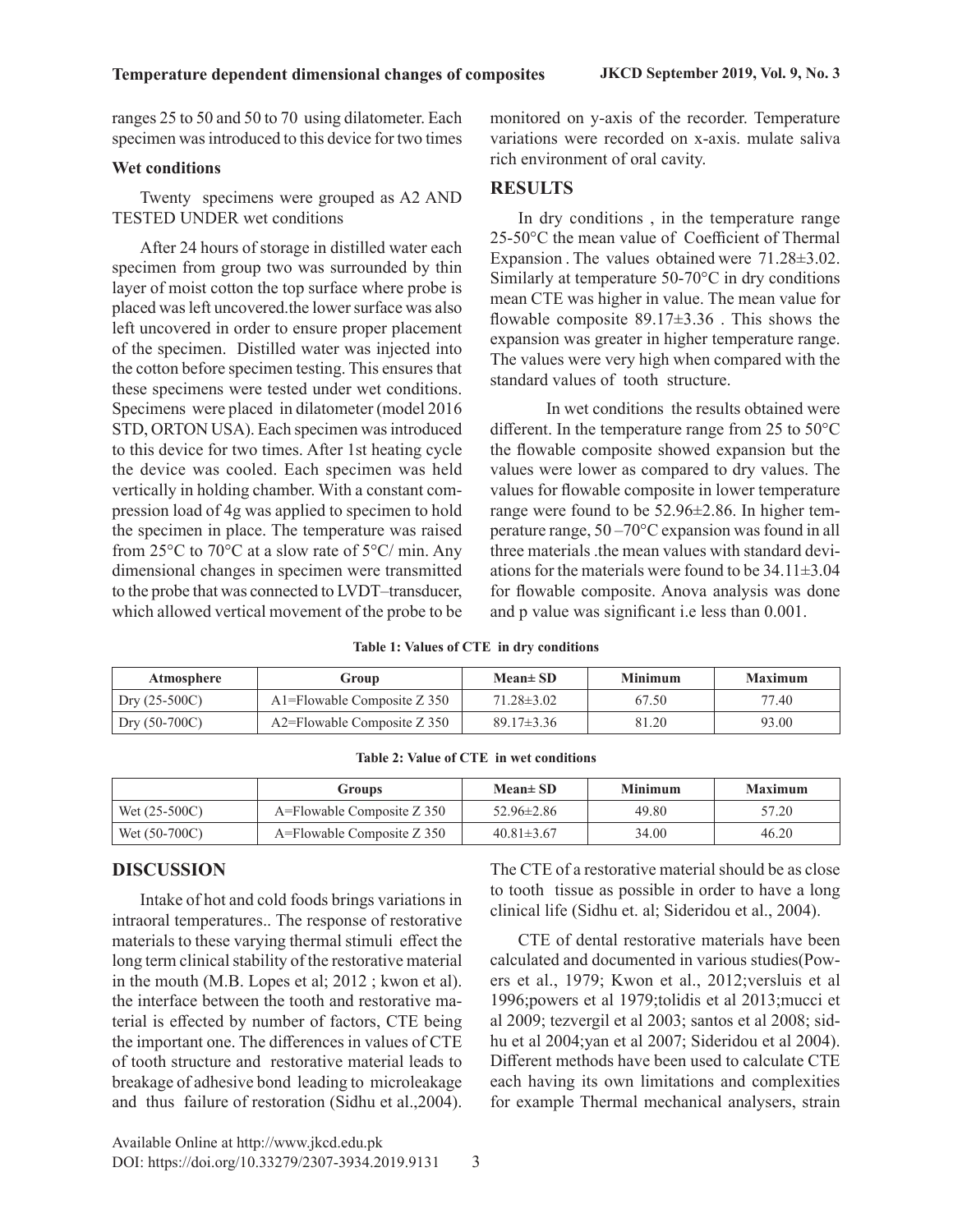ranges 25 to 50 and 50 to 70 using dilatometer. Each specimen was introduced to this device for two times

### Wet conditions

Twenty specimens were grouped as A2 AND TESTED UNDER wet conditions

After 24 hours of storage in distilled water each specimen from group two was surrounded by thin layer of moist cotton the top surface where probe is placed was left uncovered.the lower surface was also left uncovered in order to ensure proper placement of the specimen. Distilled water was injected into the cotton before specimen testing. This ensures that these specimens were tested under wet conditions. Specimens were placed in dilatometer (model 2016 STD, ORTON USA). Each specimen was introduced to this device for two times. After 1st heating cycle the device was cooled. Each specimen was held vertically in holding chamber. With a constant compression load of 4g was applied to specimen to hold the specimen in place. The temperature was raised from 25°C to 70°C at a slow rate of 5°C/ min. Any dimensional changes in specimen were transmitted to the probe that was connected to LVDT–transducer, which allowed vertical movement of the probe to be monitored on y-axis of the recorder. Temperature variations were recorded on x-axis. mulate saliva rich environment of oral cavity.

## RESULTS

In dry conditions , in the temperature range 25-50°C the mean value of Coefficient of Thermal Expansion . The values obtained were 71.28±3.02. Similarly at temperature 50-70°C in dry conditions mean CTE was higher in value. The mean value for flowable composite 89.17±3.36 . This shows the expansion was greater in higher temperature range. The values were very high when compared with the standard values of tooth structure.

In wet conditions the results obtained were different. In the temperature range from 25 to 50°C the flowable composite showed expansion but the values were lower as compared to dry values. The values for flowable composite in lower temperature range were found to be 52.96±2.86. In higher temperature range, 50 –70°C expansion was found in all three materials .the mean values with standard deviations for the materials were found to be 34.11±3.04 for flowable composite. Anova analysis was done and p value was significant i.e less than 0.001.

**Table 1: Values of CTE in dry conditions**

| Atmosphere | Group | Mean± SD | Minimum | Maximum |
|---|---|---|---|---|
| Dry (25-500C) | A1=Flowable Composite Z 350 | 71.28±3.02 | 67.50 | 77.40 |
| Dry (50-700C) | A2=Flowable Composite Z 350 | 89.17±3.36 | 81.20 | 93.00 |

**Table 2: Value of CTE in wet conditions**

| | Groups | Mean± SD | Minimum | Maximum |
|---|---|---|---|---|
| Wet (25-500C) | A=Flowable Composite Z 350 | 52.96±2.86 | 49.80 | 57.20 |
| Wet (50-700C) | A=Flowable Composite Z 350 | 40.81±3.67 | 34.00 | 46.20 |

## DISCUSSION

Intake of hot and cold foods brings variations in intraoral temperatures.. The response of restorative materials to these varying thermal stimuli effect the long term clinical stability of the restorative material in the mouth (M.B. Lopes et al; 2012 ; kwon et al). the interface between the tooth and restorative material is effected by number of factors, CTE being the important one. The differences in values of CTE of tooth structure and restorative material leads to breakage of adhesive bond leading to microleakage and thus failure of restoration (Sidhu et al.,2004). The CTE of a restorative material should be as close to tooth tissue as possible in order to have a long clinical life (Sidhu et. al; Sideridou et al., 2004).

CTE of dental restorative materials have been calculated and documented in various studies(Powers et al., 1979; Kwon et al., 2012;versluis et al 1996;powers et al 1979;tolidis et al 2013;mucci et al 2009; tezvergil et al 2003; santos et al 2008; sidhu et al 2004;yan et al 2007; Sideridou et al 2004). Different methods have been used to calculate CTE each having its own limitations and complexities for example Thermal mechanical analysers, strain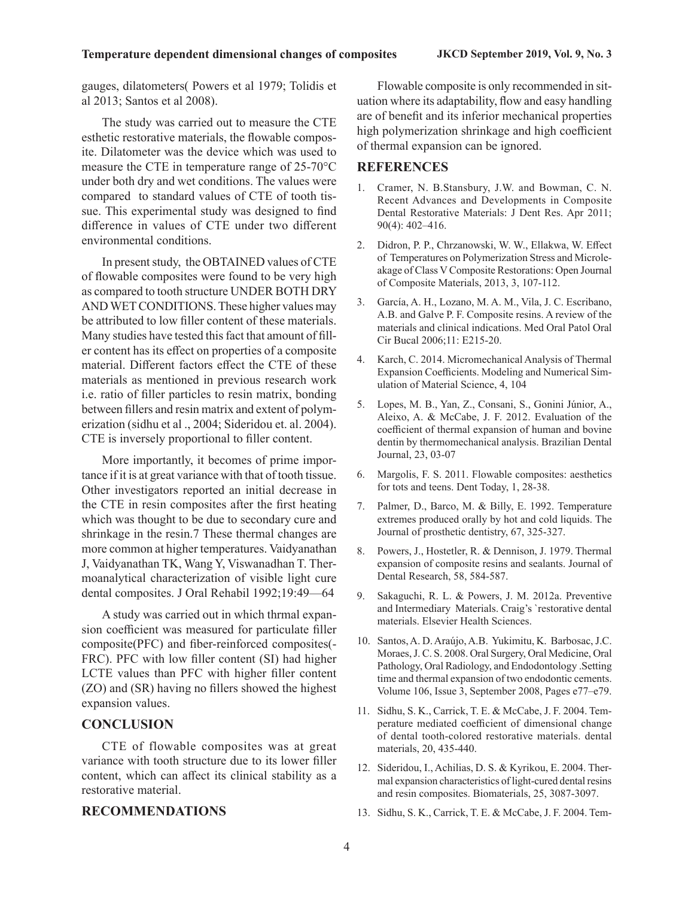gauges, dilatometers( Powers et al 1979; Tolidis et al 2013; Santos et al 2008).

The study was carried out to measure the CTE esthetic restorative materials, the flowable composite. Dilatometer was the device which was used to measure the CTE in temperature range of 25-70°C under both dry and wet conditions. The values were compared to standard values of CTE of tooth tissue. This experimental study was designed to find difference in values of CTE under two different environmental conditions.

In present study, the OBTAINED values of CTE of flowable composites were found to be very high as compared to tooth structure UNDER BOTH DRY AND WET CONDITIONS. These higher values may be attributed to low filler content of these materials. Many studies have tested this fact that amount of filler content has its effect on properties of a composite material. Different factors effect the CTE of these materials as mentioned in previous research work i.e. ratio of filler particles to resin matrix, bonding between fillers and resin matrix and extent of polymerization (sidhu et al ., 2004; Sideridou et. al. 2004). CTE is inversely proportional to filler content.

More importantly, it becomes of prime importance if it is at great variance with that of tooth tissue. Other investigators reported an initial decrease in the CTE in resin composites after the first heating which was thought to be due to secondary cure and shrinkage in the resin.7 These thermal changes are more common at higher temperatures. Vaidyanathan J, Vaidyanathan TK, Wang Y, Viswanadhan T. Thermoanalytical characterization of visible light cure dental composites. J Oral Rehabil 1992;19:49—64

A study was carried out in which thrmal expansion coefficient was measured for particulate filler composite(PFC) and fiber-reinforced composites(-FRC). PFC with low filler content (SI) had higher LCTE values than PFC with higher filler content (ZO) and (SR) having no fillers showed the highest expansion values.

## CONCLUSION

CTE of flowable composites was at great variance with tooth structure due to its lower filler content, which can affect its clinical stability as a restorative material.

## RECOMMENDATIONS

Flowable composite is only recommended in situation where its adaptability, flow and easy handling are of benefit and its inferior mechanical properties high polymerization shrinkage and high coefficient of thermal expansion can be ignored.

## REFERENCES

1. Cramer, N. B.Stansbury, J.W. and Bowman, C. N. Recent Advances and Developments in Composite Dental Restorative Materials: J Dent Res. Apr 2011; 90(4): 402–416.
2. Didron, P. P., Chrzanowski, W. W., Ellakwa, W. Effect of Temperatures on Polymerization Stress and Microleakage of Class V Composite Restorations: Open Journal of Composite Materials, 2013, 3, 107-112.
3. García, A. H., Lozano, M. A. M., Vila, J. C. Escribano, A.B. and Galve P. F. Composite resins. A review of the materials and clinical indications. Med Oral Patol Oral Cir Bucal 2006;11: E215-20.
4. Karch, C. 2014. Micromechanical Analysis of Thermal Expansion Coefficients. Modeling and Numerical Simulation of Material Science, 4, 104
5. Lopes, M. B., Yan, Z., Consani, S., Gonini Júnior, A., Aleixo, A. & McCabe, J. F. 2012. Evaluation of the coefficient of thermal expansion of human and bovine dentin by thermomechanical analysis. Brazilian Dental Journal, 23, 03-07
6. Margolis, F. S. 2011. Flowable composites: aesthetics for tots and teens. Dent Today, 1, 28-38.
7. Palmer, D., Barco, M. & Billy, E. 1992. Temperature extremes produced orally by hot and cold liquids. The Journal of prosthetic dentistry, 67, 325-327.
8. Powers, J., Hostetler, R. & Dennison, J. 1979. Thermal expansion of composite resins and sealants. Journal of Dental Research, 58, 584-587.
9. Sakaguchi, R. L. & Powers, J. M. 2012a. Preventive and Intermediary Materials. Craig's `restorative dental materials. Elsevier Health Sciences.
10. Santos, A. D. Araújo, A.B. Yukimitu, K. Barbosac, J.C. Moraes, J. C. S. 2008. Oral Surgery, Oral Medicine, Oral Pathology, Oral Radiology, and Endodontology .Setting time and thermal expansion of two endodontic cements. Volume 106, Issue 3, September 2008, Pages e77–e79.
11. Sidhu, S. K., Carrick, T. E. & McCabe, J. F. 2004. Temperature mediated coefficient of dimensional change of dental tooth-colored restorative materials. dental materials, 20, 435-440.
12. Sideridou, I., Achilias, D. S. & Kyrikou, E. 2004. Thermal expansion characteristics of light-cured dental resins and resin composites. Biomaterials, 25, 3087-3097.
13. Sidhu, S. K., Carrick, T. E. & McCabe, J. F. 2004. Tem-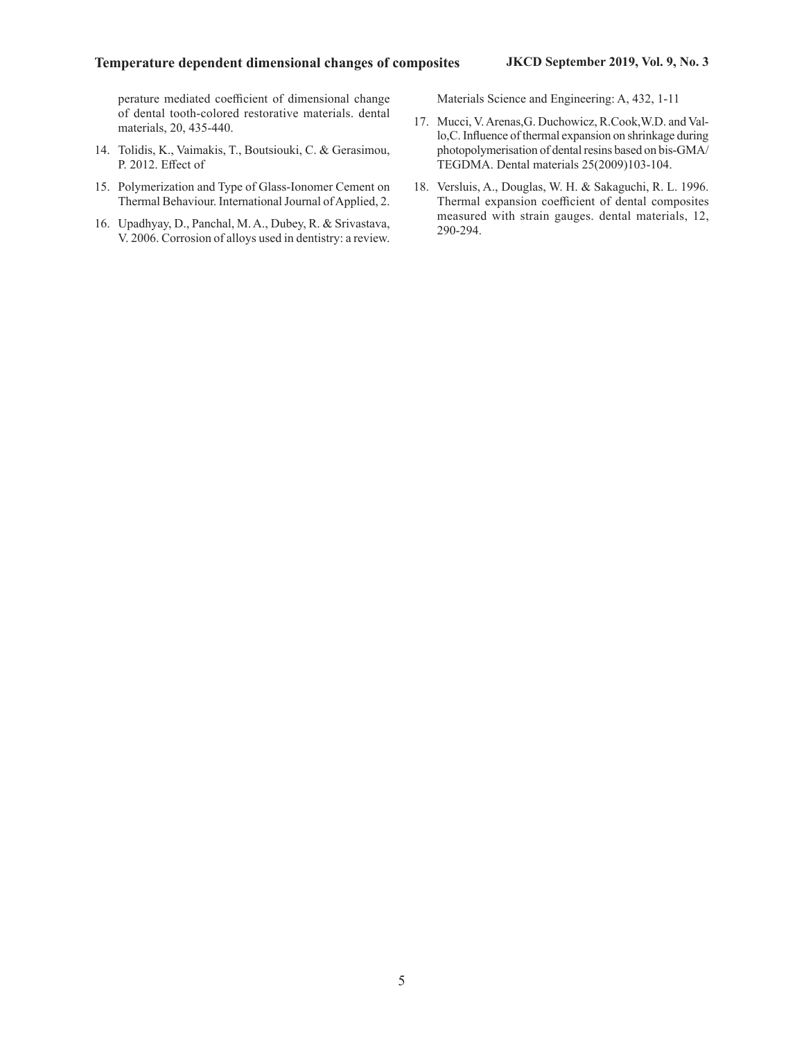perature mediated coefficient of dimensional change of dental tooth-colored restorative materials. dental materials, 20, 435-440.

14. Tolidis, K., Vaimakis, T., Boutsiouki, C. & Gerasimou, P. 2012. Effect of

15. Polymerization and Type of Glass-Ionomer Cement on Thermal Behaviour. International Journal of Applied, 2.

16. Upadhyay, D., Panchal, M. A., Dubey, R. & Srivastava, V. 2006. Corrosion of alloys used in dentistry: a review. Materials Science and Engineering: A, 432, 1-11

17. Mucci, V. Arenas,G. Duchowicz, R.Cook,W.D. and Vallo,C. Influence of thermal expansion on shrinkage during photopolymerisation of dental resins based on bis-GMA/TEGDMA. Dental materials 25(2009)103-104.

18. Versluis, A., Douglas, W. H. & Sakaguchi, R. L. 1996. Thermal expansion coefficient of dental composites measured with strain gauges. dental materials, 12, 290-294.